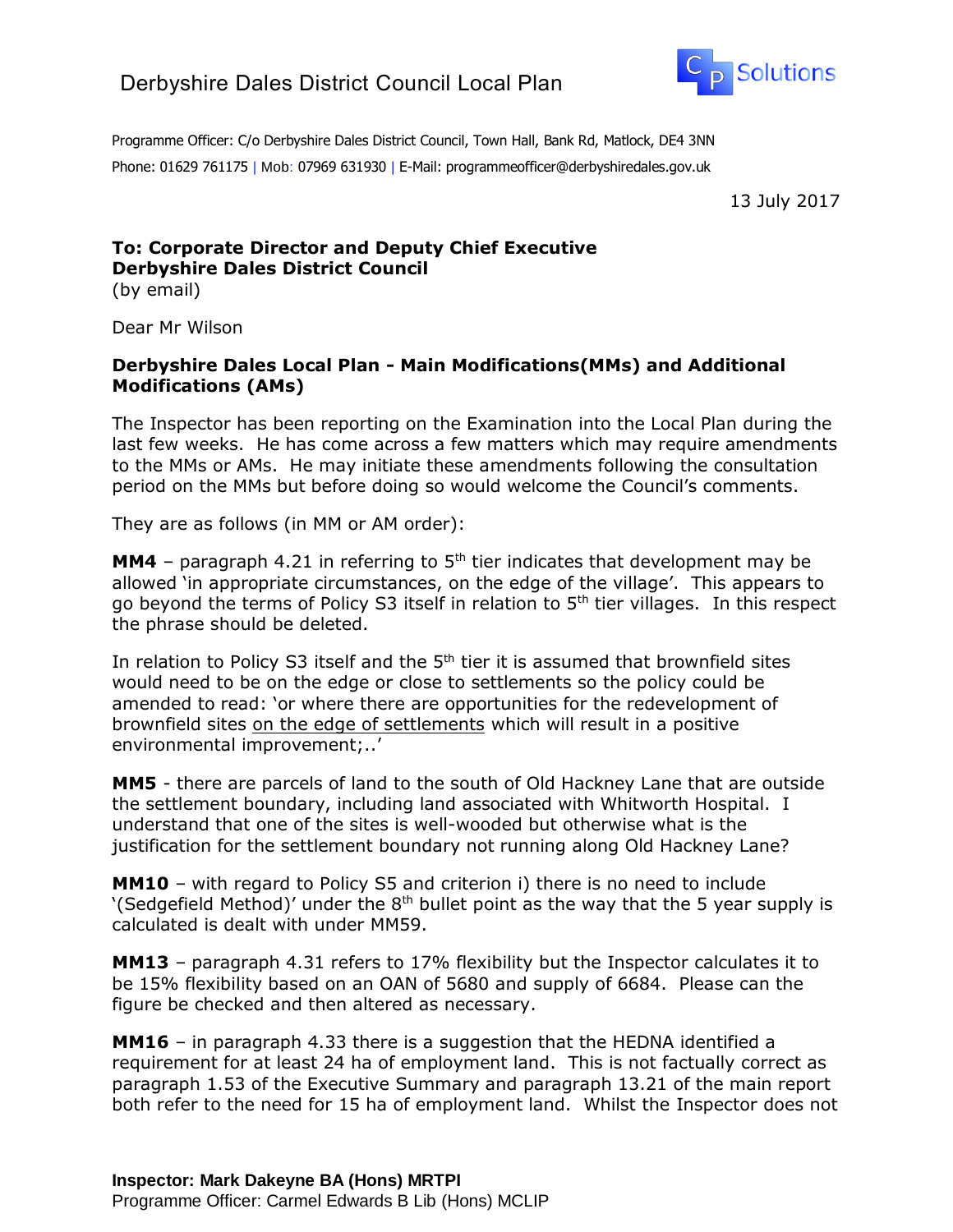Derbyshire Dales District Council Local Plan

CP Solutions

Programme Officer: C/o Derbyshire Dales District Council, Town Hall, Bank Rd, Matlock, DE4 3NN

Phone: 01629 761175 | Mob: 07969 631930 | E-Mail: programmeofficer@derbyshiredales.gov.uk

13 July 2017

**To: Corporate Director and Deputy Chief Executive**
**Derbyshire Dales District Council**
(by email)

Dear Mr Wilson

**Derbyshire Dales Local Plan - Main Modifications(MMs) and Additional Modifications (AMs)**

The Inspector has been reporting on the Examination into the Local Plan during the last few weeks. He has come across a few matters which may require amendments to the MMs or AMs. He may initiate these amendments following the consultation period on the MMs but before doing so would welcome the Council's comments.

They are as follows (in MM or AM order):

**MM4** – paragraph 4.21 in referring to 5th tier indicates that development may be allowed 'in appropriate circumstances, on the edge of the village'. This appears to go beyond the terms of Policy S3 itself in relation to 5th tier villages. In this respect the phrase should be deleted.

In relation to Policy S3 itself and the 5th tier it is assumed that brownfield sites would need to be on the edge or close to settlements so the policy could be amended to read: 'or where there are opportunities for the redevelopment of brownfield sites <u>on the edge of settlements</u> which will result in a positive environmental improvement;..'

**MM5** - there are parcels of land to the south of Old Hackney Lane that are outside the settlement boundary, including land associated with Whitworth Hospital. I understand that one of the sites is well-wooded but otherwise what is the justification for the settlement boundary not running along Old Hackney Lane?

**MM10** – with regard to Policy S5 and criterion i) there is no need to include '(Sedgefield Method)' under the 8th bullet point as the way that the 5 year supply is calculated is dealt with under MM59.

**MM13** – paragraph 4.31 refers to 17% flexibility but the Inspector calculates it to be 15% flexibility based on an OAN of 5680 and supply of 6684. Please can the figure be checked and then altered as necessary.

**MM16** – in paragraph 4.33 there is a suggestion that the HEDNA identified a requirement for at least 24 ha of employment land. This is not factually correct as paragraph 1.53 of the Executive Summary and paragraph 13.21 of the main report both refer to the need for 15 ha of employment land. Whilst the Inspector does not

**Inspector: Mark Dakeyne BA (Hons) MRTPI**
Programme Officer: Carmel Edwards B Lib (Hons) MCLIP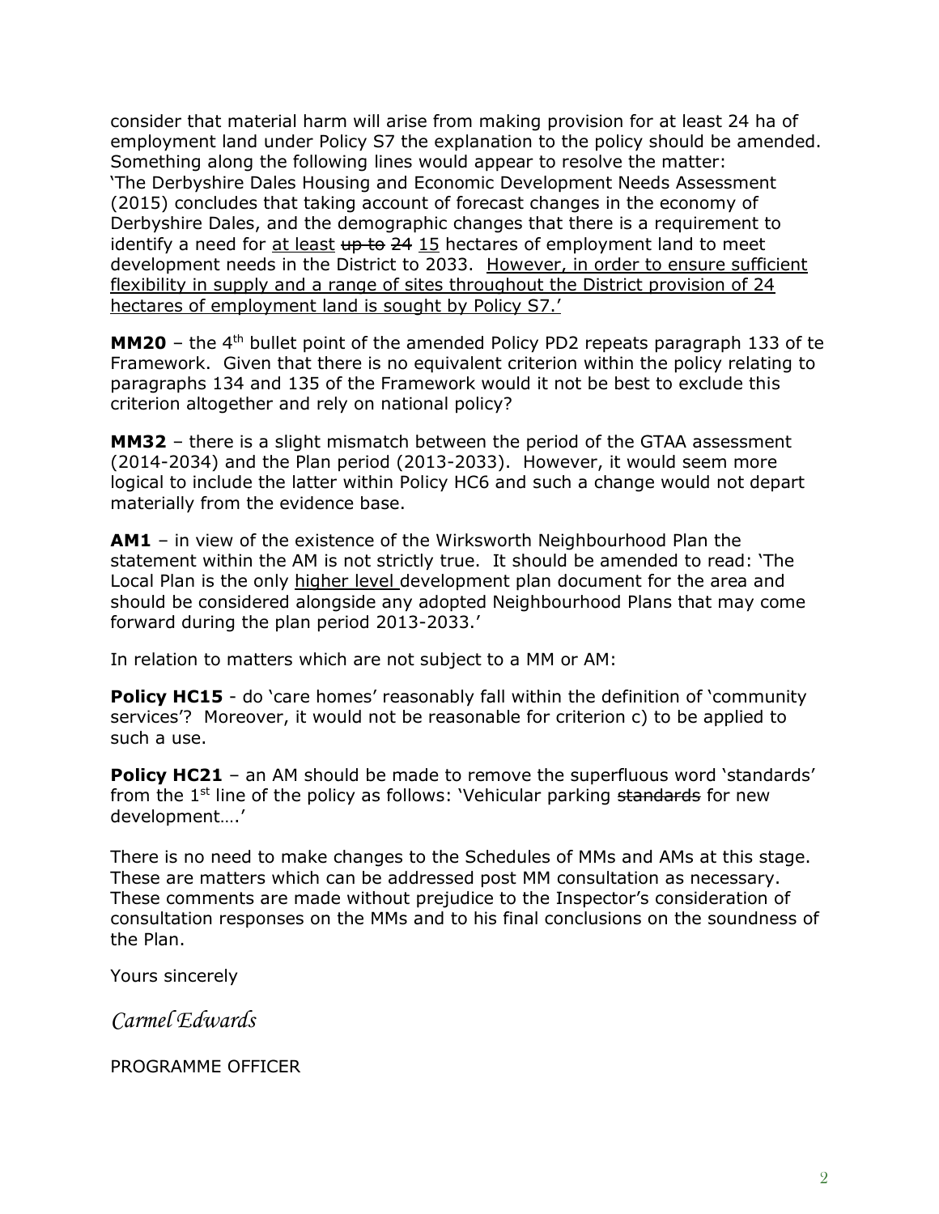consider that material harm will arise from making provision for at least 24 ha of employment land under Policy S7 the explanation to the policy should be amended. Something along the following lines would appear to resolve the matter: 'The Derbyshire Dales Housing and Economic Development Needs Assessment (2015) concludes that taking account of forecast changes in the economy of Derbyshire Dales, and the demographic changes that there is a requirement to identify a need for <u>at least</u> ~~up to~~ ~~24~~ <u>15</u> hectares of employment land to meet development needs in the District to 2033. <u>However, in order to ensure sufficient flexibility in supply and a range of sites throughout the District provision of 24 hectares of employment land is sought by Policy S7.</u>'

**MM20** – the 4th bullet point of the amended Policy PD2 repeats paragraph 133 of te Framework. Given that there is no equivalent criterion within the policy relating to paragraphs 134 and 135 of the Framework would it not be best to exclude this criterion altogether and rely on national policy?

**MM32** – there is a slight mismatch between the period of the GTAA assessment (2014-2034) and the Plan period (2013-2033). However, it would seem more logical to include the latter within Policy HC6 and such a change would not depart materially from the evidence base.

**AM1** – in view of the existence of the Wirksworth Neighbourhood Plan the statement within the AM is not strictly true. It should be amended to read: 'The Local Plan is the only <u>higher level</u> development plan document for the area and should be considered alongside any adopted Neighbourhood Plans that may come forward during the plan period 2013-2033.'

In relation to matters which are not subject to a MM or AM:

**Policy HC15** - do 'care homes' reasonably fall within the definition of 'community services'? Moreover, it would not be reasonable for criterion c) to be applied to such a use.

**Policy HC21** – an AM should be made to remove the superfluous word 'standards' from the 1st line of the policy as follows: 'Vehicular parking ~~standards~~ for new development….'

There is no need to make changes to the Schedules of MMs and AMs at this stage. These are matters which can be addressed post MM consultation as necessary. These comments are made without prejudice to the Inspector's consideration of consultation responses on the MMs and to his final conclusions on the soundness of the Plan.

Yours sincerely

*Carmel Edwards*

PROGRAMME OFFICER